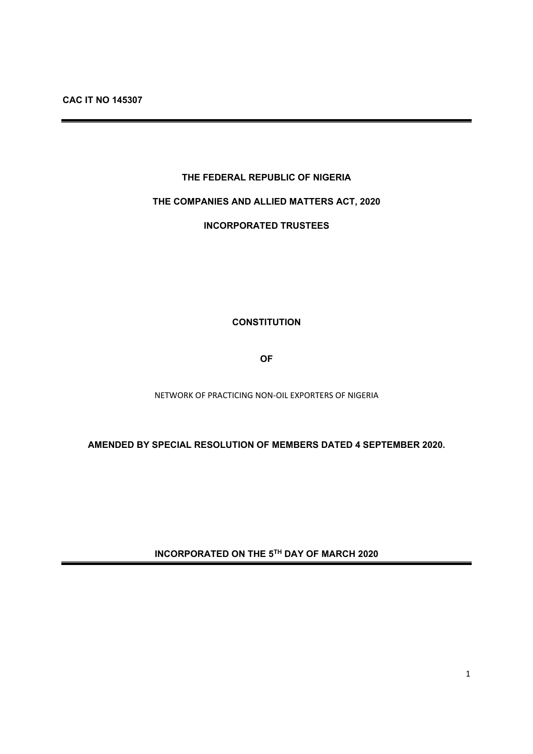**CAC IT NO 145307**

---

**THE FEDERAL REPUBLIC OF NIGERIA**

**THE COMPANIES AND ALLIED MATTERS ACT, 2020**

**INCORPORATED TRUSTEES**

# CONSTITUTION

# OF

NETWORK OF PRACTICING NON-OIL EXPORTERS OF NIGERIA

**AMENDED BY SPECIAL RESOLUTION OF MEMBERS DATED 4 SEPTEMBER 2020.**

**INCORPORATED ON THE 5TH DAY OF MARCH 2020**

---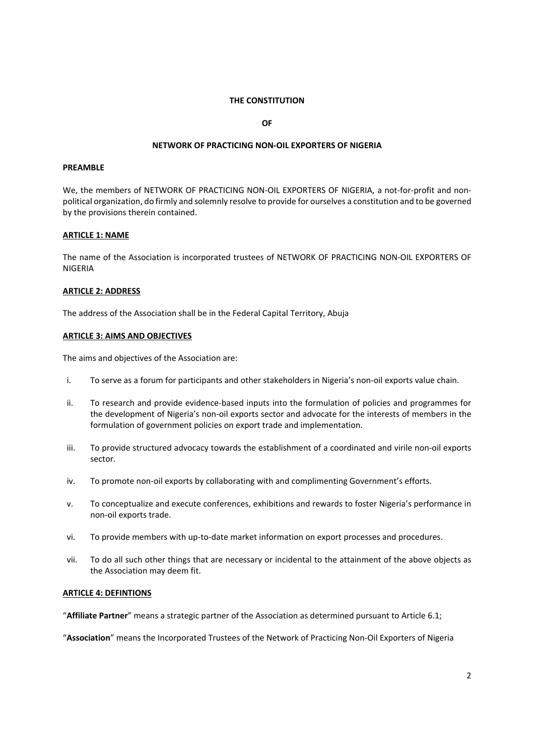**THE CONSTITUTION**

**OF**

**NETWORK OF PRACTICING NON-OIL EXPORTERS OF NIGERIA**

**PREAMBLE**

We, the members of NETWORK OF PRACTICING NON-OIL EXPORTERS OF NIGERIA, a not-for-profit and non-political organization, do firmly and solemnly resolve to provide for ourselves a constitution and to be governed by the provisions therein contained.

**ARTICLE 1: NAME**

The name of the Association is incorporated trustees of NETWORK OF PRACTICING NON-OIL EXPORTERS OF NIGERIA

**ARTICLE 2: ADDRESS**

The address of the Association shall be in the Federal Capital Territory, Abuja

**ARTICLE 3: AIMS AND OBJECTIVES**

The aims and objectives of the Association are:

i. To serve as a forum for participants and other stakeholders in Nigeria's non-oil exports value chain.

ii. To research and provide evidence-based inputs into the formulation of policies and programmes for the development of Nigeria's non-oil exports sector and advocate for the interests of members in the formulation of government policies on export trade and implementation.

iii. To provide structured advocacy towards the establishment of a coordinated and virile non-oil exports sector.

iv. To promote non-oil exports by collaborating with and complimenting Government's efforts.

v. To conceptualize and execute conferences, exhibitions and rewards to foster Nigeria's performance in non-oil exports trade.

vi. To provide members with up-to-date market information on export processes and procedures.

vii. To do all such other things that are necessary or incidental to the attainment of the above objects as the Association may deem fit.

**ARTICLE 4: DEFINTIONS**

"**Affiliate Partner**" means a strategic partner of the Association as determined pursuant to Article 6.1;

"**Association**" means the Incorporated Trustees of the Network of Practicing Non-Oil Exporters of Nigeria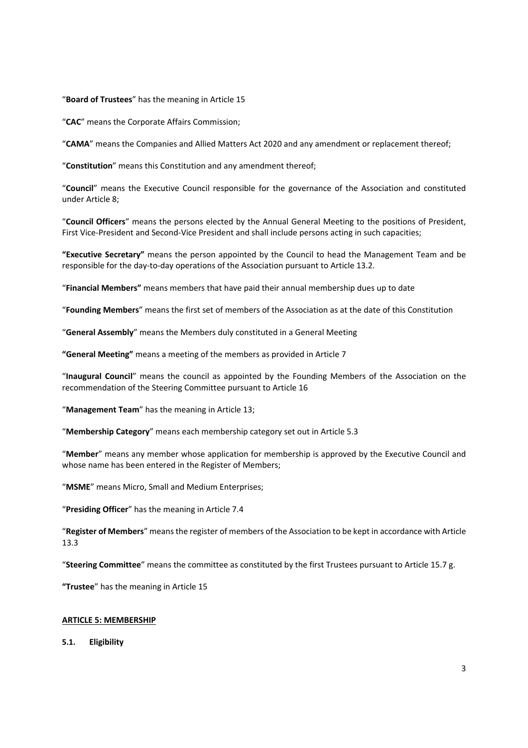"**Board of Trustees**" has the meaning in Article 15

"**CAC**" means the Corporate Affairs Commission;

"**CAMA**" means the Companies and Allied Matters Act 2020 and any amendment or replacement thereof;

"**Constitution**" means this Constitution and any amendment thereof;

"**Council**" means the Executive Council responsible for the governance of the Association and constituted under Article 8;

"**Council Officers**" means the persons elected by the Annual General Meeting to the positions of President, First Vice-President and Second-Vice President and shall include persons acting in such capacities;

**"Executive Secretary"** means the person appointed by the Council to head the Management Team and be responsible for the day-to-day operations of the Association pursuant to Article 13.2.

"**Financial Members"** means members that have paid their annual membership dues up to date

"**Founding Members**" means the first set of members of the Association as at the date of this Constitution

"**General Assembly**" means the Members duly constituted in a General Meeting

**"General Meeting"** means a meeting of the members as provided in Article 7

"**Inaugural Council**" means the council as appointed by the Founding Members of the Association on the recommendation of the Steering Committee pursuant to Article 16

"**Management Team**" has the meaning in Article 13;

"**Membership Category**" means each membership category set out in Article 5.3

"**Member**" means any member whose application for membership is approved by the Executive Council and whose name has been entered in the Register of Members;

"**MSME**" means Micro, Small and Medium Enterprises;

"**Presiding Officer**" has the meaning in Article 7.4

"**Register of Members**" means the register of members of the Association to be kept in accordance with Article 13.3

"**Steering Committee**" means the committee as constituted by the first Trustees pursuant to Article 15.7 g.

**"Trustee**" has the meaning in Article 15

## ARTICLE 5: MEMBERSHIP

**5.1. Eligibility**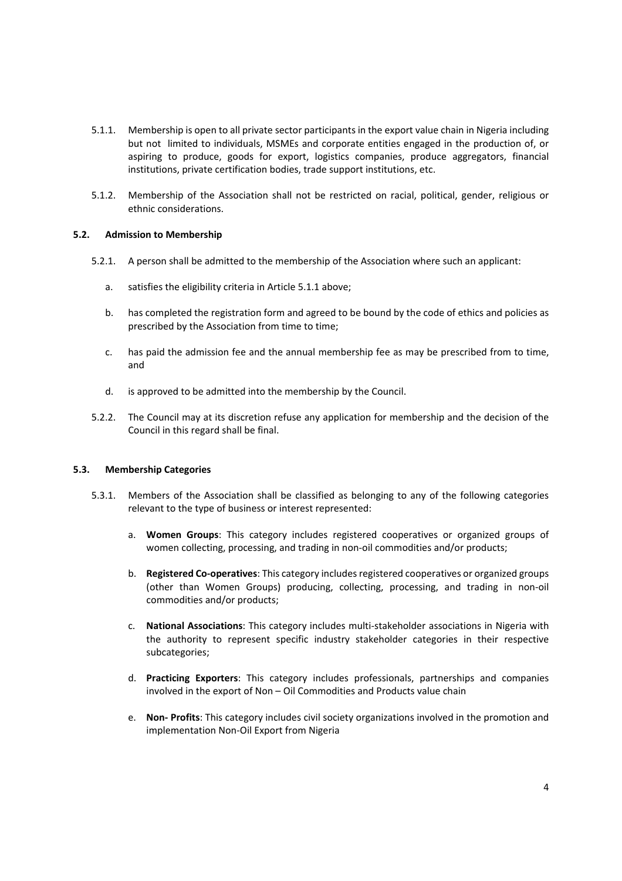5.1.1. Membership is open to all private sector participants in the export value chain in Nigeria including but not limited to individuals, MSMEs and corporate entities engaged in the production of, or aspiring to produce, goods for export, logistics companies, produce aggregators, financial institutions, private certification bodies, trade support institutions, etc.

5.1.2. Membership of the Association shall not be restricted on racial, political, gender, religious or ethnic considerations.

### 5.2. Admission to Membership

5.2.1. A person shall be admitted to the membership of the Association where such an applicant:

a. satisfies the eligibility criteria in Article 5.1.1 above;

b. has completed the registration form and agreed to be bound by the code of ethics and policies as prescribed by the Association from time to time;

c. has paid the admission fee and the annual membership fee as may be prescribed from to time, and

d. is approved to be admitted into the membership by the Council.

5.2.2. The Council may at its discretion refuse any application for membership and the decision of the Council in this regard shall be final.

### 5.3. Membership Categories

5.3.1. Members of the Association shall be classified as belonging to any of the following categories relevant to the type of business or interest represented:

a. **Women Groups**: This category includes registered cooperatives or organized groups of women collecting, processing, and trading in non-oil commodities and/or products;

b. **Registered Co-operatives**: This category includes registered cooperatives or organized groups (other than Women Groups) producing, collecting, processing, and trading in non-oil commodities and/or products;

c. **National Associations**: This category includes multi-stakeholder associations in Nigeria with the authority to represent specific industry stakeholder categories in their respective subcategories;

d. **Practicing Exporters**: This category includes professionals, partnerships and companies involved in the export of Non – Oil Commodities and Products value chain

e. **Non- Profits**: This category includes civil society organizations involved in the promotion and implementation Non-Oil Export from Nigeria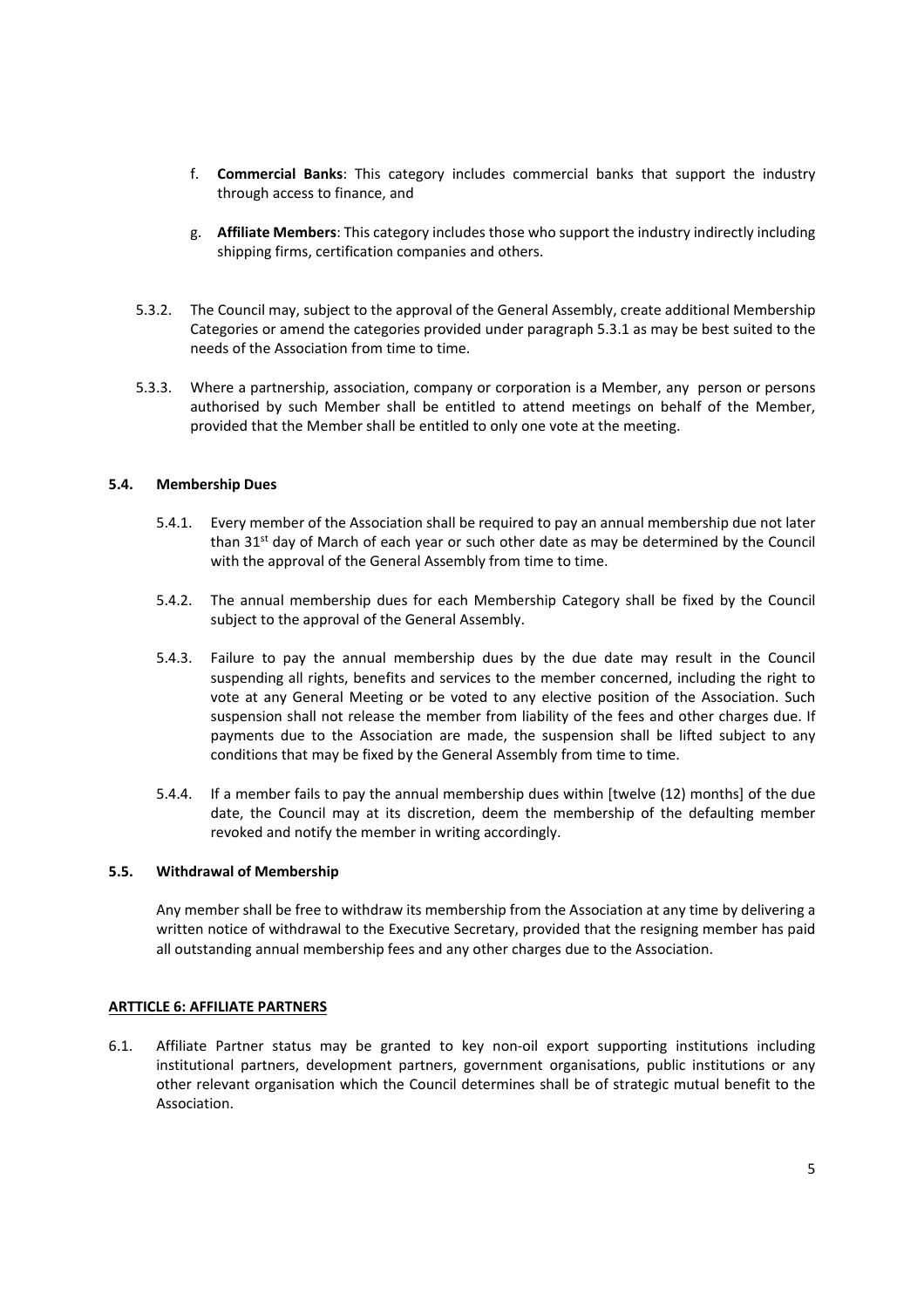f. **Commercial Banks**: This category includes commercial banks that support the industry through access to finance, and

g. **Affiliate Members**: This category includes those who support the industry indirectly including shipping firms, certification companies and others.

5.3.2. The Council may, subject to the approval of the General Assembly, create additional Membership Categories or amend the categories provided under paragraph 5.3.1 as may be best suited to the needs of the Association from time to time.

5.3.3. Where a partnership, association, company or corporation is a Member, any person or persons authorised by such Member shall be entitled to attend meetings on behalf of the Member, provided that the Member shall be entitled to only one vote at the meeting.

**5.4. Membership Dues**

5.4.1. Every member of the Association shall be required to pay an annual membership due not later than 31st day of March of each year or such other date as may be determined by the Council with the approval of the General Assembly from time to time.

5.4.2. The annual membership dues for each Membership Category shall be fixed by the Council subject to the approval of the General Assembly.

5.4.3. Failure to pay the annual membership dues by the due date may result in the Council suspending all rights, benefits and services to the member concerned, including the right to vote at any General Meeting or be voted to any elective position of the Association. Such suspension shall not release the member from liability of the fees and other charges due. If payments due to the Association are made, the suspension shall be lifted subject to any conditions that may be fixed by the General Assembly from time to time.

5.4.4. If a member fails to pay the annual membership dues within [twelve (12) months] of the due date, the Council may at its discretion, deem the membership of the defaulting member revoked and notify the member in writing accordingly.

**5.5. Withdrawal of Membership**

Any member shall be free to withdraw its membership from the Association at any time by delivering a written notice of withdrawal to the Executive Secretary, provided that the resigning member has paid all outstanding annual membership fees and any other charges due to the Association.

**ARTTICLE 6: AFFILIATE PARTNERS**

6.1. Affiliate Partner status may be granted to key non-oil export supporting institutions including institutional partners, development partners, government organisations, public institutions or any other relevant organisation which the Council determines shall be of strategic mutual benefit to the Association.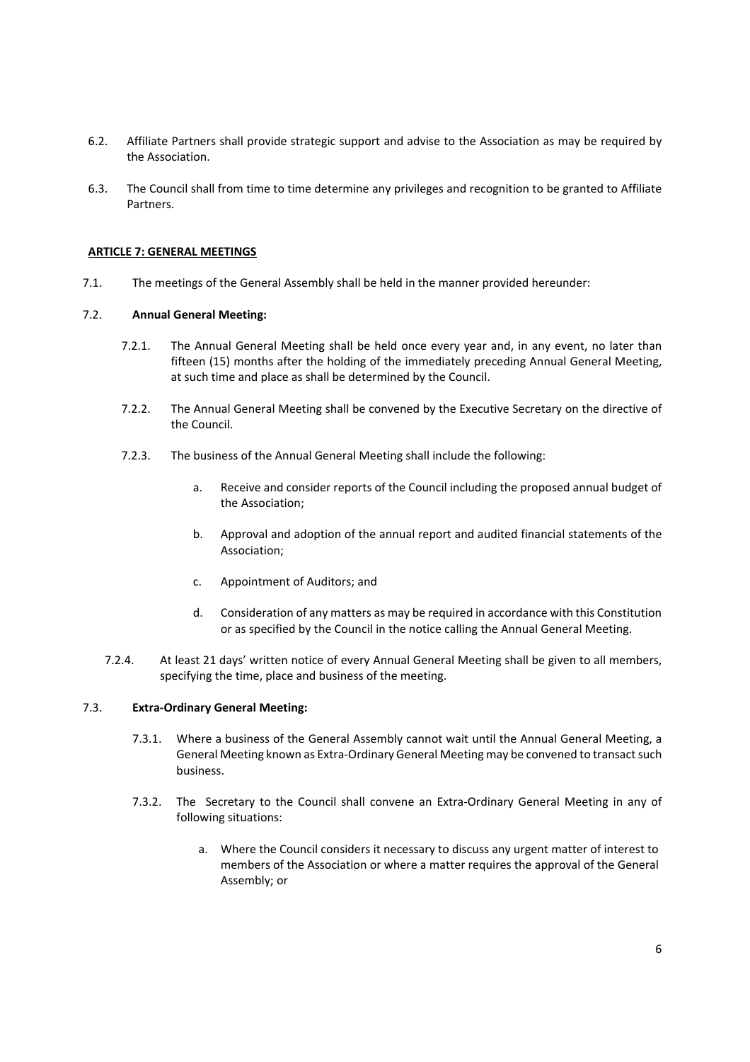6.2. Affiliate Partners shall provide strategic support and advise to the Association as may be required by the Association.

6.3. The Council shall from time to time determine any privileges and recognition to be granted to Affiliate Partners.

## ARTICLE 7: GENERAL MEETINGS

7.1. The meetings of the General Assembly shall be held in the manner provided hereunder:

7.2. **Annual General Meeting:**

7.2.1. The Annual General Meeting shall be held once every year and, in any event, no later than fifteen (15) months after the holding of the immediately preceding Annual General Meeting, at such time and place as shall be determined by the Council.

7.2.2. The Annual General Meeting shall be convened by the Executive Secretary on the directive of the Council.

7.2.3. The business of the Annual General Meeting shall include the following:

a. Receive and consider reports of the Council including the proposed annual budget of the Association;

b. Approval and adoption of the annual report and audited financial statements of the Association;

c. Appointment of Auditors; and

d. Consideration of any matters as may be required in accordance with this Constitution or as specified by the Council in the notice calling the Annual General Meeting.

7.2.4. At least 21 days' written notice of every Annual General Meeting shall be given to all members, specifying the time, place and business of the meeting.

7.3. **Extra-Ordinary General Meeting:**

7.3.1. Where a business of the General Assembly cannot wait until the Annual General Meeting, a General Meeting known as Extra-Ordinary General Meeting may be convened to transact such business.

7.3.2. The Secretary to the Council shall convene an Extra-Ordinary General Meeting in any of following situations:

a. Where the Council considers it necessary to discuss any urgent matter of interest to members of the Association or where a matter requires the approval of the General Assembly; or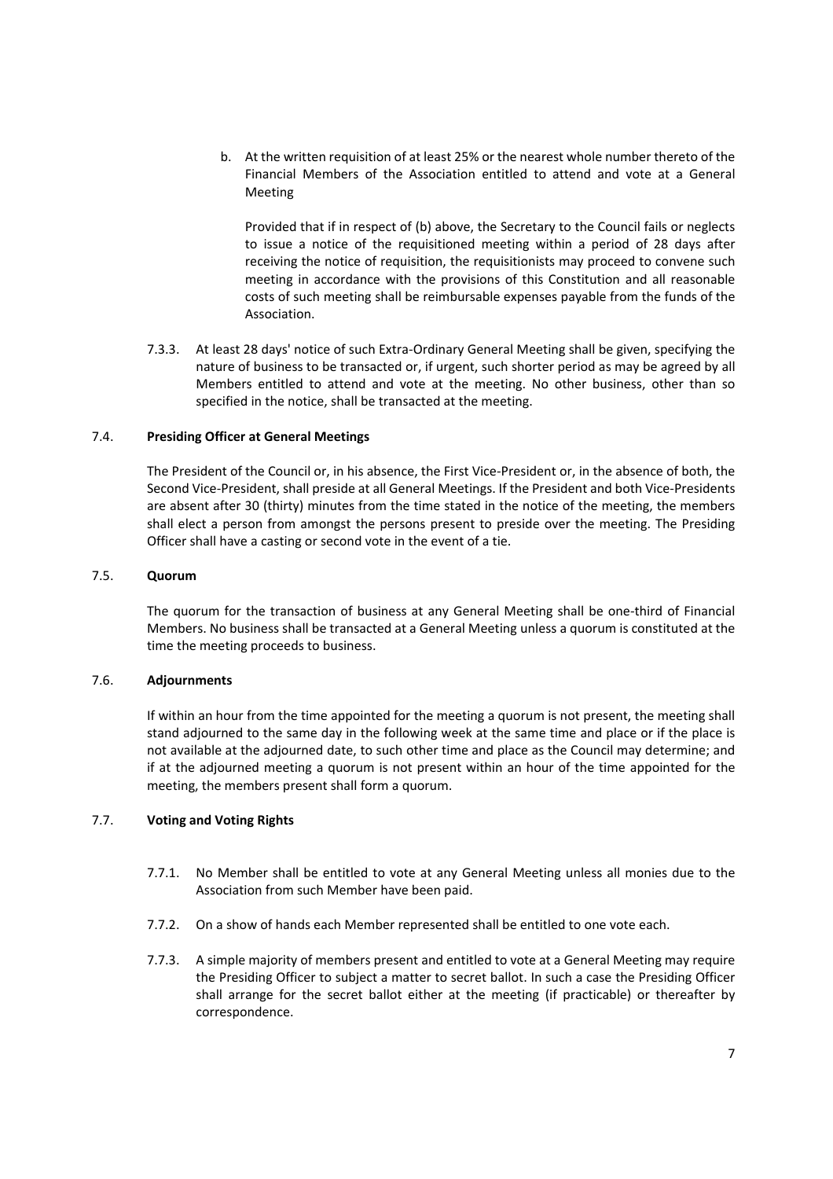b. At the written requisition of at least 25% or the nearest whole number thereto of the Financial Members of the Association entitled to attend and vote at a General Meeting

   Provided that if in respect of (b) above, the Secretary to the Council fails or neglects to issue a notice of the requisitioned meeting within a period of 28 days after receiving the notice of requisition, the requisitionists may proceed to convene such meeting in accordance with the provisions of this Constitution and all reasonable costs of such meeting shall be reimbursable expenses payable from the funds of the Association.

7.3.3. At least 28 days' notice of such Extra-Ordinary General Meeting shall be given, specifying the nature of business to be transacted or, if urgent, such shorter period as may be agreed by all Members entitled to attend and vote at the meeting. No other business, other than so specified in the notice, shall be transacted at the meeting.

### 7.4. Presiding Officer at General Meetings

The President of the Council or, in his absence, the First Vice-President or, in the absence of both, the Second Vice-President, shall preside at all General Meetings. If the President and both Vice-Presidents are absent after 30 (thirty) minutes from the time stated in the notice of the meeting, the members shall elect a person from amongst the persons present to preside over the meeting. The Presiding Officer shall have a casting or second vote in the event of a tie.

### 7.5. Quorum

The quorum for the transaction of business at any General Meeting shall be one-third of Financial Members. No business shall be transacted at a General Meeting unless a quorum is constituted at the time the meeting proceeds to business.

### 7.6. Adjournments

If within an hour from the time appointed for the meeting a quorum is not present, the meeting shall stand adjourned to the same day in the following week at the same time and place or if the place is not available at the adjourned date, to such other time and place as the Council may determine; and if at the adjourned meeting a quorum is not present within an hour of the time appointed for the meeting, the members present shall form a quorum.

### 7.7. Voting and Voting Rights

7.7.1. No Member shall be entitled to vote at any General Meeting unless all monies due to the Association from such Member have been paid.

7.7.2. On a show of hands each Member represented shall be entitled to one vote each.

7.7.3. A simple majority of members present and entitled to vote at a General Meeting may require the Presiding Officer to subject a matter to secret ballot. In such a case the Presiding Officer shall arrange for the secret ballot either at the meeting (if practicable) or thereafter by correspondence.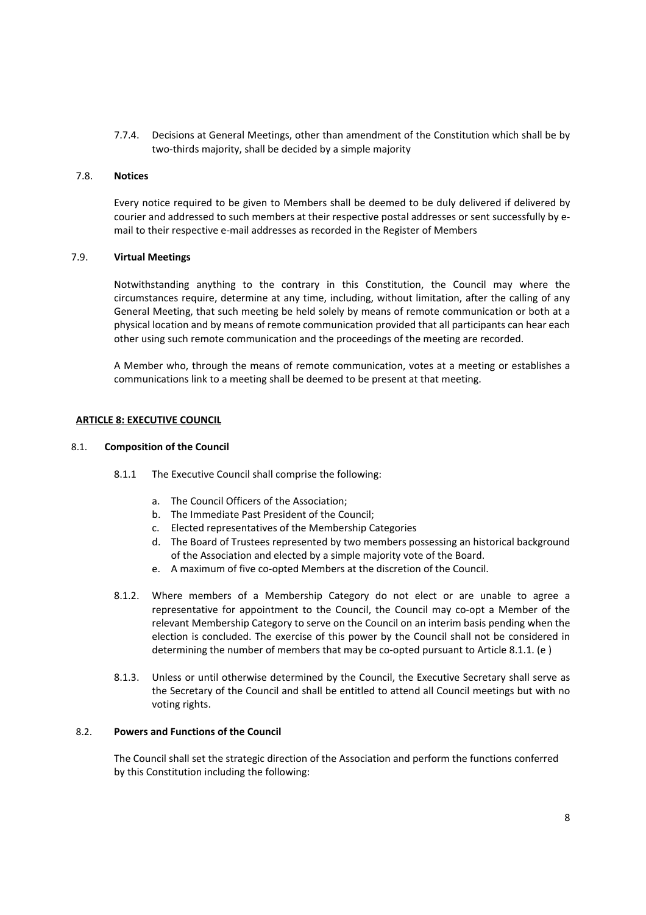7.7.4. Decisions at General Meetings, other than amendment of the Constitution which shall be by two-thirds majority, shall be decided by a simple majority

7.8. **Notices**

Every notice required to be given to Members shall be deemed to be duly delivered if delivered by courier and addressed to such members at their respective postal addresses or sent successfully by e-mail to their respective e-mail addresses as recorded in the Register of Members

7.9. **Virtual Meetings**

Notwithstanding anything to the contrary in this Constitution, the Council may where the circumstances require, determine at any time, including, without limitation, after the calling of any General Meeting, that such meeting be held solely by means of remote communication or both at a physical location and by means of remote communication provided that all participants can hear each other using such remote communication and the proceedings of the meeting are recorded.

A Member who, through the means of remote communication, votes at a meeting or establishes a communications link to a meeting shall be deemed to be present at that meeting.

**ARTICLE 8: EXECUTIVE COUNCIL**

8.1. **Composition of the Council**

8.1.1 The Executive Council shall comprise the following:

a. The Council Officers of the Association;
b. The Immediate Past President of the Council;
c. Elected representatives of the Membership Categories
d. The Board of Trustees represented by two members possessing an historical background of the Association and elected by a simple majority vote of the Board.
e. A maximum of five co-opted Members at the discretion of the Council.

8.1.2. Where members of a Membership Category do not elect or are unable to agree a representative for appointment to the Council, the Council may co-opt a Member of the relevant Membership Category to serve on the Council on an interim basis pending when the election is concluded. The exercise of this power by the Council shall not be considered in determining the number of members that may be co-opted pursuant to Article 8.1.1. (e )

8.1.3. Unless or until otherwise determined by the Council, the Executive Secretary shall serve as the Secretary of the Council and shall be entitled to attend all Council meetings but with no voting rights.

8.2. **Powers and Functions of the Council**

The Council shall set the strategic direction of the Association and perform the functions conferred by this Constitution including the following: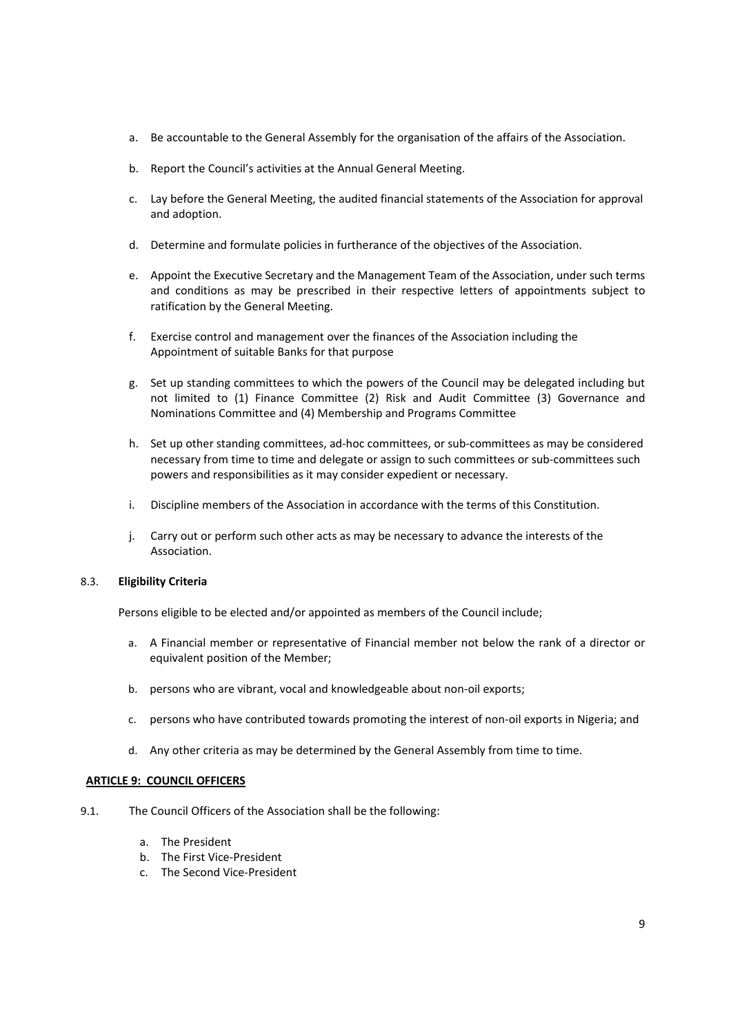a. Be accountable to the General Assembly for the organisation of the affairs of the Association.

b. Report the Council's activities at the Annual General Meeting.

c. Lay before the General Meeting, the audited financial statements of the Association for approval and adoption.

d. Determine and formulate policies in furtherance of the objectives of the Association.

e. Appoint the Executive Secretary and the Management Team of the Association, under such terms and conditions as may be prescribed in their respective letters of appointments subject to ratification by the General Meeting.

f. Exercise control and management over the finances of the Association including the Appointment of suitable Banks for that purpose

g. Set up standing committees to which the powers of the Council may be delegated including but not limited to (1) Finance Committee (2) Risk and Audit Committee (3) Governance and Nominations Committee and (4) Membership and Programs Committee

h. Set up other standing committees, ad-hoc committees, or sub-committees as may be considered necessary from time to time and delegate or assign to such committees or sub-committees such powers and responsibilities as it may consider expedient or necessary.

i. Discipline members of the Association in accordance with the terms of this Constitution.

j. Carry out or perform such other acts as may be necessary to advance the interests of the Association.

8.3. **Eligibility Criteria**

Persons eligible to be elected and/or appointed as members of the Council include;

a. A Financial member or representative of Financial member not below the rank of a director or equivalent position of the Member;

b. persons who are vibrant, vocal and knowledgeable about non-oil exports;

c. persons who have contributed towards promoting the interest of non-oil exports in Nigeria; and

d. Any other criteria as may be determined by the General Assembly from time to time.

**ARTICLE 9: COUNCIL OFFICERS**

9.1. The Council Officers of the Association shall be the following:

a. The President
b. The First Vice-President
c. The Second Vice-President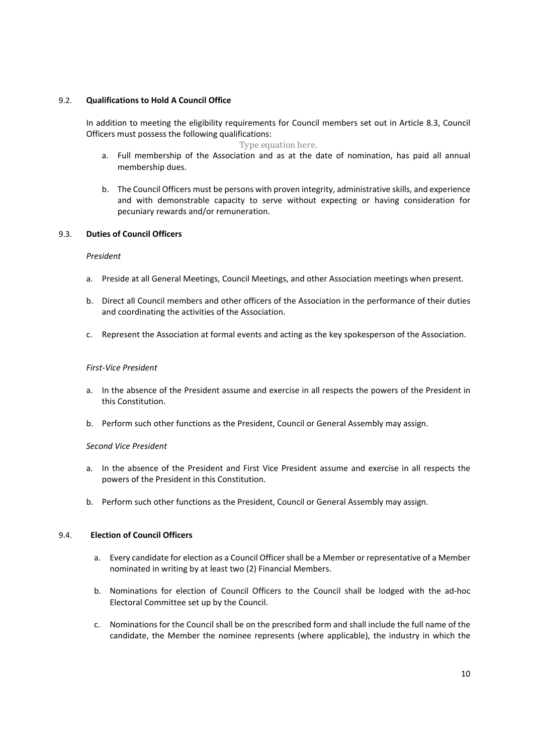### 9.2. Qualifications to Hold A Council Office

In addition to meeting the eligibility requirements for Council members set out in Article 8.3, Council Officers must possess the following qualifications:

Type equation here.

a. Full membership of the Association and as at the date of nomination, has paid all annual membership dues.

b. The Council Officers must be persons with proven integrity, administrative skills, and experience and with demonstrable capacity to serve without expecting or having consideration for pecuniary rewards and/or remuneration.

### 9.3. Duties of Council Officers

*President*

a. Preside at all General Meetings, Council Meetings, and other Association meetings when present.

b. Direct all Council members and other officers of the Association in the performance of their duties and coordinating the activities of the Association.

c. Represent the Association at formal events and acting as the key spokesperson of the Association.

*First-Vice President*

a. In the absence of the President assume and exercise in all respects the powers of the President in this Constitution.

b. Perform such other functions as the President, Council or General Assembly may assign.

*Second Vice President*

a. In the absence of the President and First Vice President assume and exercise in all respects the powers of the President in this Constitution.

b. Perform such other functions as the President, Council or General Assembly may assign.

### 9.4. Election of Council Officers

a. Every candidate for election as a Council Officer shall be a Member or representative of a Member nominated in writing by at least two (2) Financial Members.

b. Nominations for election of Council Officers to the Council shall be lodged with the ad-hoc Electoral Committee set up by the Council.

c. Nominations for the Council shall be on the prescribed form and shall include the full name of the candidate, the Member the nominee represents (where applicable), the industry in which the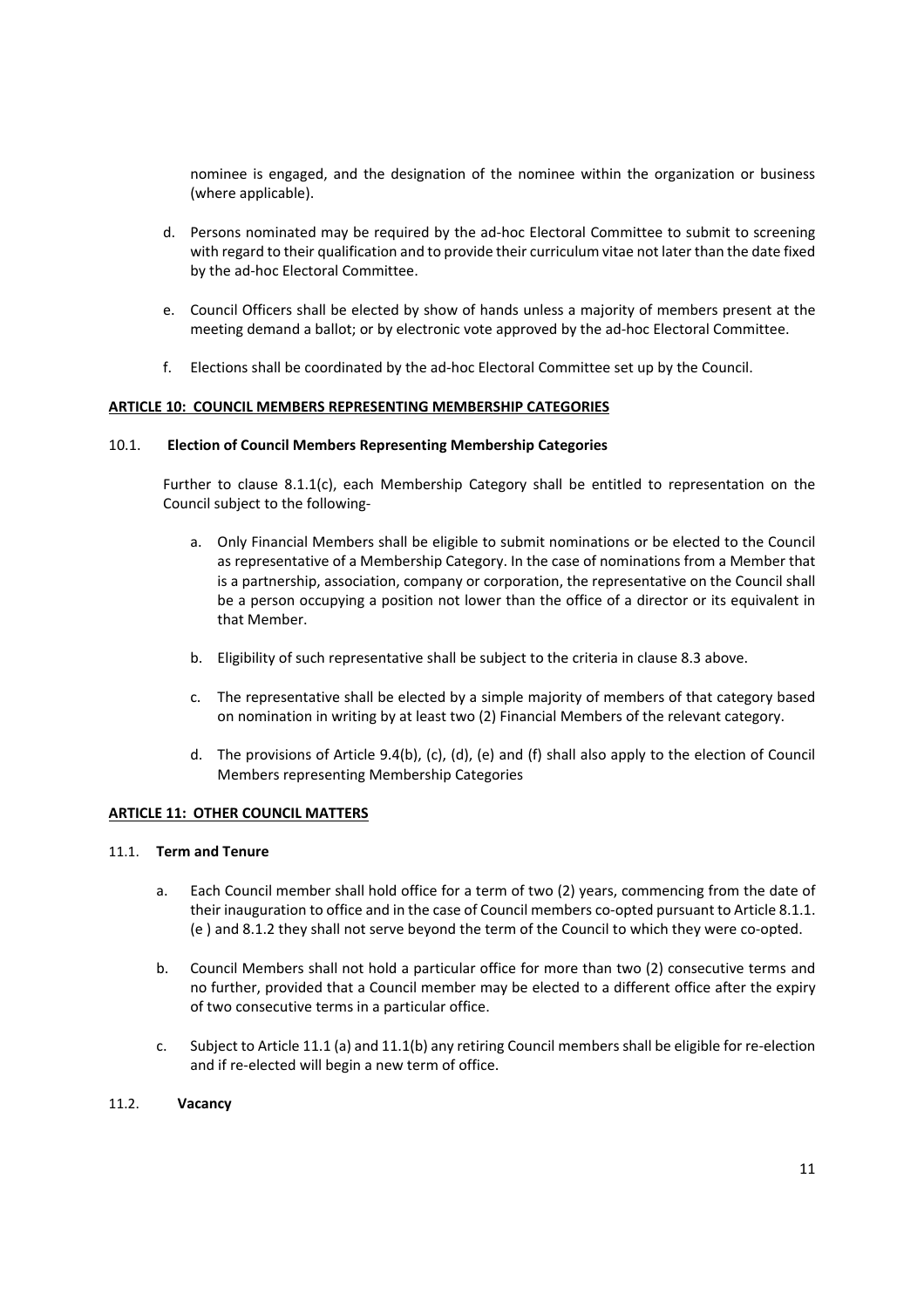nominee is engaged, and the designation of the nominee within the organization or business (where applicable).

d. Persons nominated may be required by the ad-hoc Electoral Committee to submit to screening with regard to their qualification and to provide their curriculum vitae not later than the date fixed by the ad-hoc Electoral Committee.

e. Council Officers shall be elected by show of hands unless a majority of members present at the meeting demand a ballot; or by electronic vote approved by the ad-hoc Electoral Committee.

f. Elections shall be coordinated by the ad-hoc Electoral Committee set up by the Council.

## ARTICLE 10: COUNCIL MEMBERS REPRESENTING MEMBERSHIP CATEGORIES

### 10.1. Election of Council Members Representing Membership Categories

Further to clause 8.1.1(c), each Membership Category shall be entitled to representation on the Council subject to the following-

a. Only Financial Members shall be eligible to submit nominations or be elected to the Council as representative of a Membership Category. In the case of nominations from a Member that is a partnership, association, company or corporation, the representative on the Council shall be a person occupying a position not lower than the office of a director or its equivalent in that Member.

b. Eligibility of such representative shall be subject to the criteria in clause 8.3 above.

c. The representative shall be elected by a simple majority of members of that category based on nomination in writing by at least two (2) Financial Members of the relevant category.

d. The provisions of Article 9.4(b), (c), (d), (e) and (f) shall also apply to the election of Council Members representing Membership Categories

## ARTICLE 11: OTHER COUNCIL MATTERS

### 11.1. Term and Tenure

a. Each Council member shall hold office for a term of two (2) years, commencing from the date of their inauguration to office and in the case of Council members co-opted pursuant to Article 8.1.1. (e ) and 8.1.2 they shall not serve beyond the term of the Council to which they were co-opted.

b. Council Members shall not hold a particular office for more than two (2) consecutive terms and no further, provided that a Council member may be elected to a different office after the expiry of two consecutive terms in a particular office.

c. Subject to Article 11.1 (a) and 11.1(b) any retiring Council members shall be eligible for re-election and if re-elected will begin a new term of office.

### 11.2. Vacancy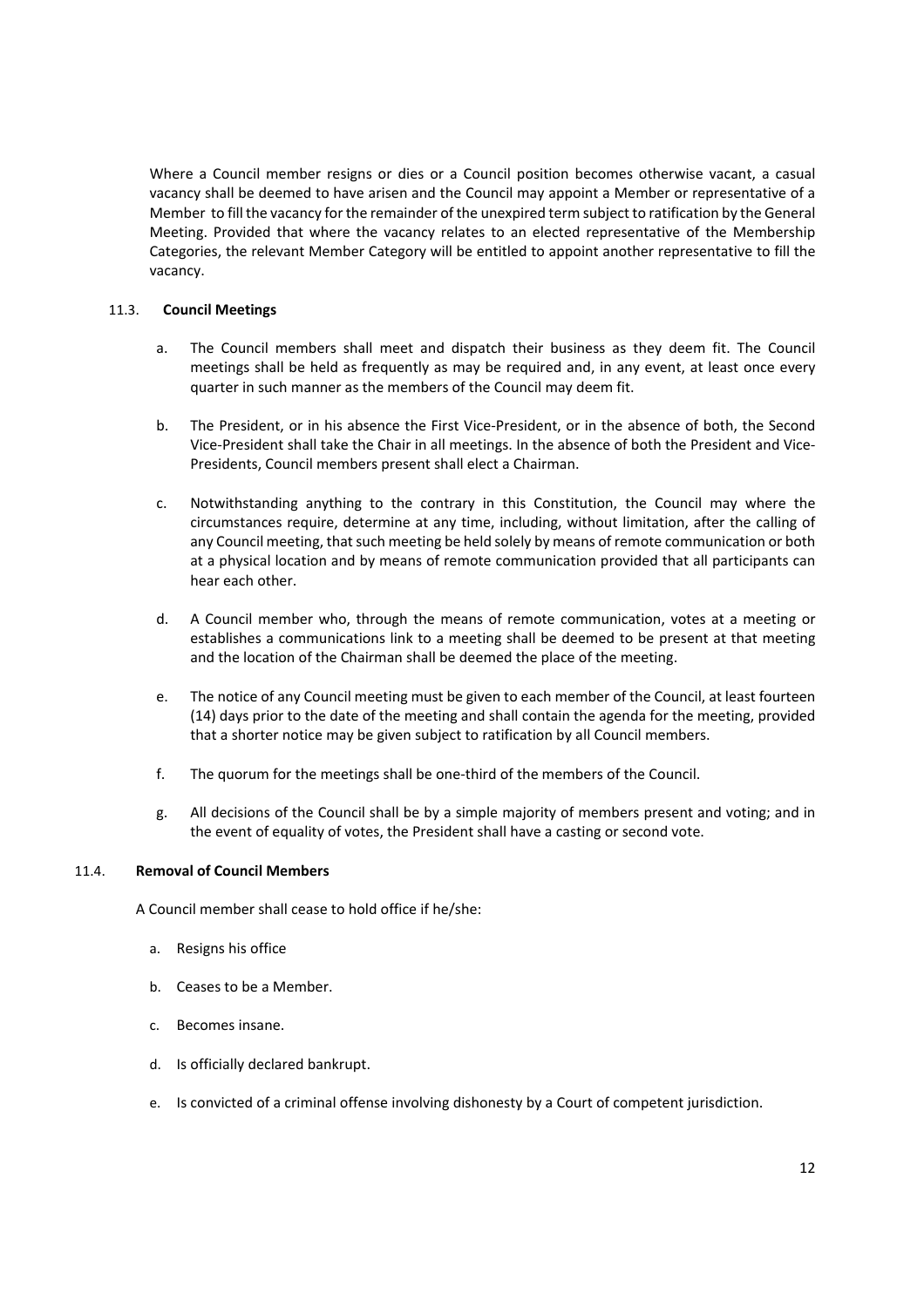Where a Council member resigns or dies or a Council position becomes otherwise vacant, a casual vacancy shall be deemed to have arisen and the Council may appoint a Member or representative of a Member to fill the vacancy for the remainder of the unexpired term subject to ratification by the General Meeting. Provided that where the vacancy relates to an elected representative of the Membership Categories, the relevant Member Category will be entitled to appoint another representative to fill the vacancy.

### 11.3. Council Meetings

a. The Council members shall meet and dispatch their business as they deem fit. The Council meetings shall be held as frequently as may be required and, in any event, at least once every quarter in such manner as the members of the Council may deem fit.

b. The President, or in his absence the First Vice-President, or in the absence of both, the Second Vice-President shall take the Chair in all meetings. In the absence of both the President and Vice-Presidents, Council members present shall elect a Chairman.

c. Notwithstanding anything to the contrary in this Constitution, the Council may where the circumstances require, determine at any time, including, without limitation, after the calling of any Council meeting, that such meeting be held solely by means of remote communication or both at a physical location and by means of remote communication provided that all participants can hear each other.

d. A Council member who, through the means of remote communication, votes at a meeting or establishes a communications link to a meeting shall be deemed to be present at that meeting and the location of the Chairman shall be deemed the place of the meeting.

e. The notice of any Council meeting must be given to each member of the Council, at least fourteen (14) days prior to the date of the meeting and shall contain the agenda for the meeting, provided that a shorter notice may be given subject to ratification by all Council members.

f. The quorum for the meetings shall be one-third of the members of the Council.

g. All decisions of the Council shall be by a simple majority of members present and voting; and in the event of equality of votes, the President shall have a casting or second vote.

### 11.4. Removal of Council Members

A Council member shall cease to hold office if he/she:

a. Resigns his office

b. Ceases to be a Member.

c. Becomes insane.

d. Is officially declared bankrupt.

e. Is convicted of a criminal offense involving dishonesty by a Court of competent jurisdiction.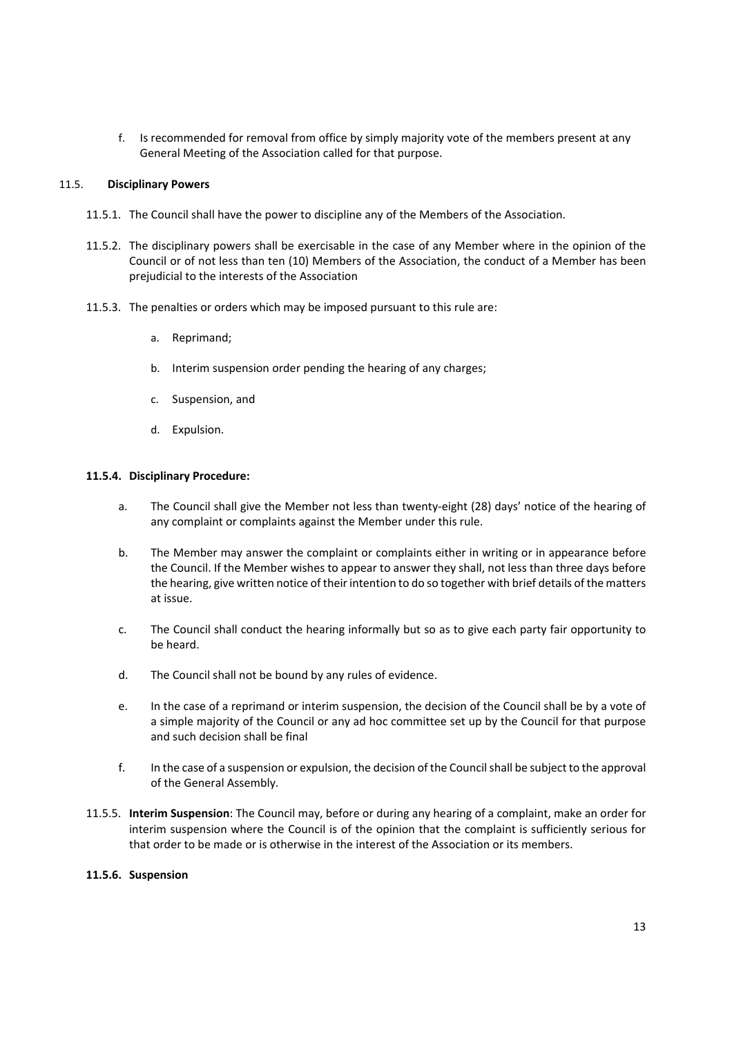f. Is recommended for removal from office by simply majority vote of the members present at any General Meeting of the Association called for that purpose.

11.5. **Disciplinary Powers**

11.5.1. The Council shall have the power to discipline any of the Members of the Association.

11.5.2. The disciplinary powers shall be exercisable in the case of any Member where in the opinion of the Council or of not less than ten (10) Members of the Association, the conduct of a Member has been prejudicial to the interests of the Association

11.5.3. The penalties or orders which may be imposed pursuant to this rule are:

a. Reprimand;

b. Interim suspension order pending the hearing of any charges;

c. Suspension, and

d. Expulsion.

**11.5.4. Disciplinary Procedure:**

a. The Council shall give the Member not less than twenty-eight (28) days' notice of the hearing of any complaint or complaints against the Member under this rule.

b. The Member may answer the complaint or complaints either in writing or in appearance before the Council. If the Member wishes to appear to answer they shall, not less than three days before the hearing, give written notice of their intention to do so together with brief details of the matters at issue.

c. The Council shall conduct the hearing informally but so as to give each party fair opportunity to be heard.

d. The Council shall not be bound by any rules of evidence.

e. In the case of a reprimand or interim suspension, the decision of the Council shall be by a vote of a simple majority of the Council or any ad hoc committee set up by the Council for that purpose and such decision shall be final

f. In the case of a suspension or expulsion, the decision of the Council shall be subject to the approval of the General Assembly.

11.5.5. **Interim Suspension**: The Council may, before or during any hearing of a complaint, make an order for interim suspension where the Council is of the opinion that the complaint is sufficiently serious for that order to be made or is otherwise in the interest of the Association or its members.

**11.5.6. Suspension**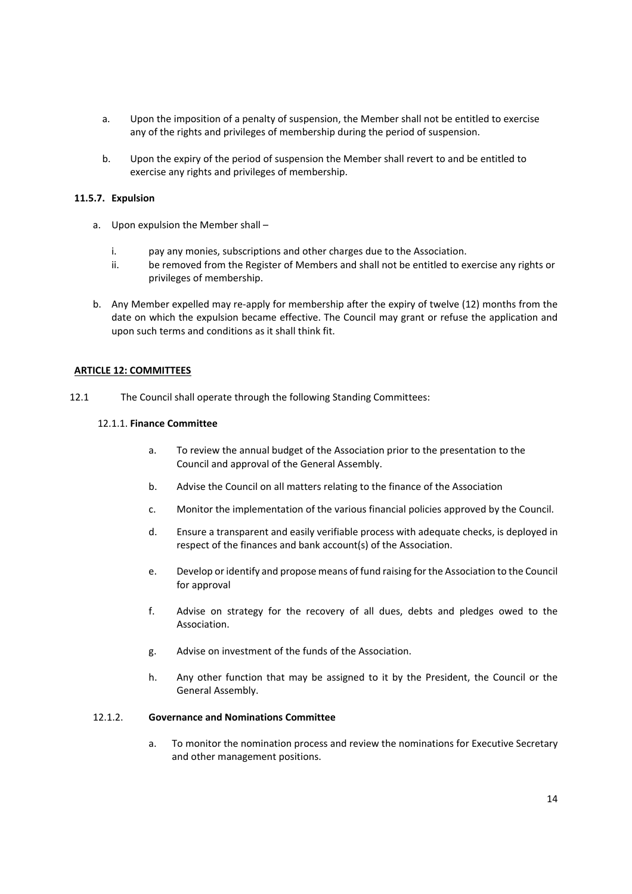a. Upon the imposition of a penalty of suspension, the Member shall not be entitled to exercise any of the rights and privileges of membership during the period of suspension.

b. Upon the expiry of the period of suspension the Member shall revert to and be entitled to exercise any rights and privileges of membership.

**11.5.7. Expulsion**

a. Upon expulsion the Member shall –

   i. pay any monies, subscriptions and other charges due to the Association.
   ii. be removed from the Register of Members and shall not be entitled to exercise any rights or privileges of membership.

b. Any Member expelled may re-apply for membership after the expiry of twelve (12) months from the date on which the expulsion became effective. The Council may grant or refuse the application and upon such terms and conditions as it shall think fit.

**ARTICLE 12: COMMITTEES**

12.1 The Council shall operate through the following Standing Committees:

12.1.1. **Finance Committee**

a. To review the annual budget of the Association prior to the presentation to the Council and approval of the General Assembly.

b. Advise the Council on all matters relating to the finance of the Association

c. Monitor the implementation of the various financial policies approved by the Council.

d. Ensure a transparent and easily verifiable process with adequate checks, is deployed in respect of the finances and bank account(s) of the Association.

e. Develop or identify and propose means of fund raising for the Association to the Council for approval

f. Advise on strategy for the recovery of all dues, debts and pledges owed to the Association.

g. Advise on investment of the funds of the Association.

h. Any other function that may be assigned to it by the President, the Council or the General Assembly.

12.1.2. **Governance and Nominations Committee**

a. To monitor the nomination process and review the nominations for Executive Secretary and other management positions.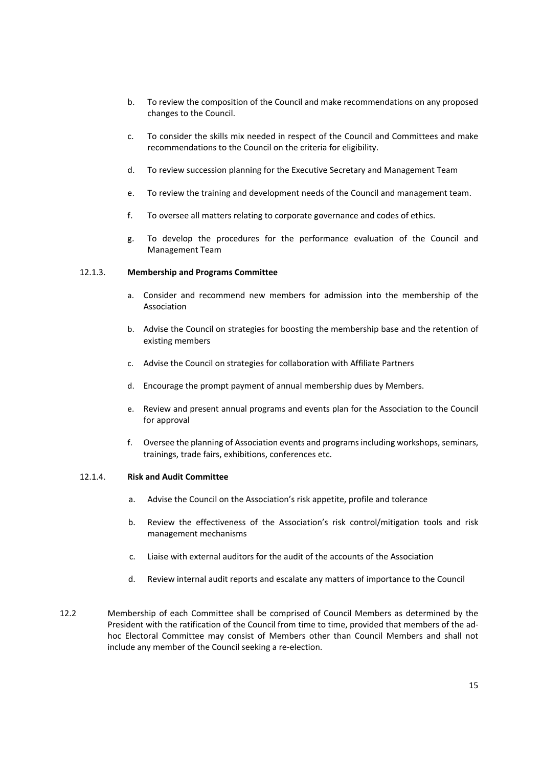b. To review the composition of the Council and make recommendations on any proposed changes to the Council.

c. To consider the skills mix needed in respect of the Council and Committees and make recommendations to the Council on the criteria for eligibility.

d. To review succession planning for the Executive Secretary and Management Team

e. To review the training and development needs of the Council and management team.

f. To oversee all matters relating to corporate governance and codes of ethics.

g. To develop the procedures for the performance evaluation of the Council and Management Team

12.1.3. **Membership and Programs Committee**

a. Consider and recommend new members for admission into the membership of the Association

b. Advise the Council on strategies for boosting the membership base and the retention of existing members

c. Advise the Council on strategies for collaboration with Affiliate Partners

d. Encourage the prompt payment of annual membership dues by Members.

e. Review and present annual programs and events plan for the Association to the Council for approval

f. Oversee the planning of Association events and programs including workshops, seminars, trainings, trade fairs, exhibitions, conferences etc.

12.1.4. **Risk and Audit Committee**

a. Advise the Council on the Association's risk appetite, profile and tolerance

b. Review the effectiveness of the Association's risk control/mitigation tools and risk management mechanisms

c. Liaise with external auditors for the audit of the accounts of the Association

d. Review internal audit reports and escalate any matters of importance to the Council

12.2 Membership of each Committee shall be comprised of Council Members as determined by the President with the ratification of the Council from time to time, provided that members of the ad-hoc Electoral Committee may consist of Members other than Council Members and shall not include any member of the Council seeking a re-election.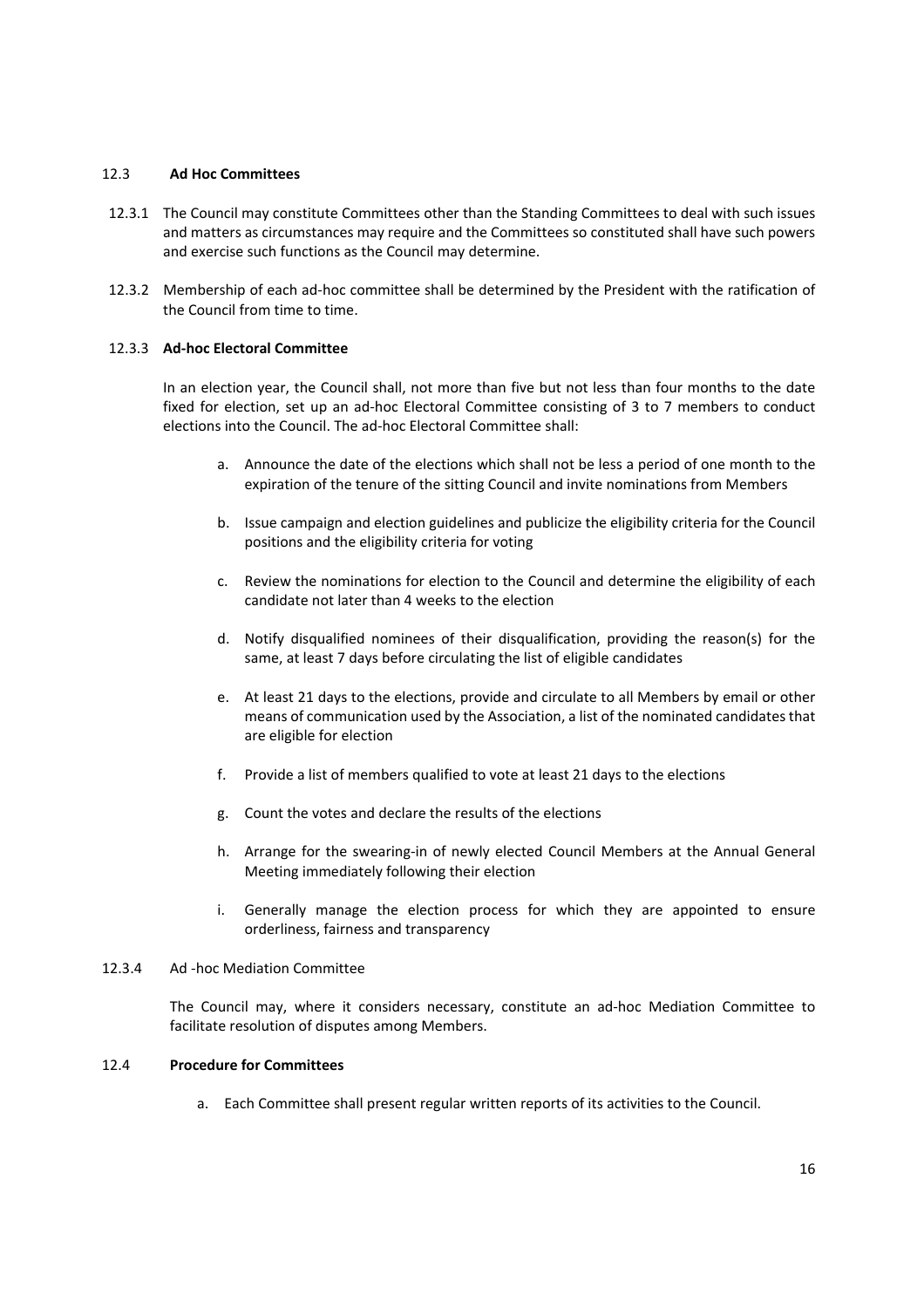### 12.3 **Ad Hoc Committees**

12.3.1 The Council may constitute Committees other than the Standing Committees to deal with such issues and matters as circumstances may require and the Committees so constituted shall have such powers and exercise such functions as the Council may determine.

12.3.2 Membership of each ad-hoc committee shall be determined by the President with the ratification of the Council from time to time.

#### 12.3.3 **Ad-hoc Electoral Committee**

In an election year, the Council shall, not more than five but not less than four months to the date fixed for election, set up an ad-hoc Electoral Committee consisting of 3 to 7 members to conduct elections into the Council. The ad-hoc Electoral Committee shall:

a. Announce the date of the elections which shall not be less a period of one month to the expiration of the tenure of the sitting Council and invite nominations from Members

b. Issue campaign and election guidelines and publicize the eligibility criteria for the Council positions and the eligibility criteria for voting

c. Review the nominations for election to the Council and determine the eligibility of each candidate not later than 4 weeks to the election

d. Notify disqualified nominees of their disqualification, providing the reason(s) for the same, at least 7 days before circulating the list of eligible candidates

e. At least 21 days to the elections, provide and circulate to all Members by email or other means of communication used by the Association, a list of the nominated candidates that are eligible for election

f. Provide a list of members qualified to vote at least 21 days to the elections

g. Count the votes and declare the results of the elections

h. Arrange for the swearing-in of newly elected Council Members at the Annual General Meeting immediately following their election

i. Generally manage the election process for which they are appointed to ensure orderliness, fairness and transparency

#### 12.3.4 Ad -hoc Mediation Committee

The Council may, where it considers necessary, constitute an ad-hoc Mediation Committee to facilitate resolution of disputes among Members.

### 12.4 **Procedure for Committees**

a. Each Committee shall present regular written reports of its activities to the Council.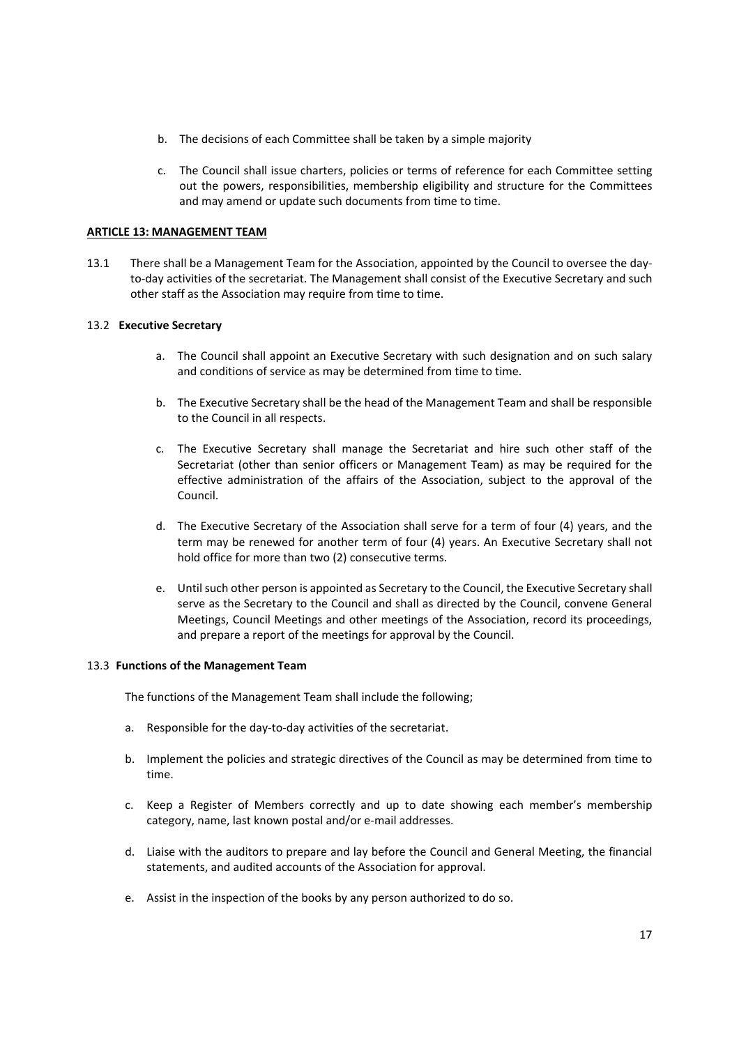b. The decisions of each Committee shall be taken by a simple majority

c. The Council shall issue charters, policies or terms of reference for each Committee setting out the powers, responsibilities, membership eligibility and structure for the Committees and may amend or update such documents from time to time.

**ARTICLE 13: MANAGEMENT TEAM**

13.1 There shall be a Management Team for the Association, appointed by the Council to oversee the day-to-day activities of the secretariat. The Management shall consist of the Executive Secretary and such other staff as the Association may require from time to time.

13.2 **Executive Secretary**

a. The Council shall appoint an Executive Secretary with such designation and on such salary and conditions of service as may be determined from time to time.

b. The Executive Secretary shall be the head of the Management Team and shall be responsible to the Council in all respects.

c. The Executive Secretary shall manage the Secretariat and hire such other staff of the Secretariat (other than senior officers or Management Team) as may be required for the effective administration of the affairs of the Association, subject to the approval of the Council.

d. The Executive Secretary of the Association shall serve for a term of four (4) years, and the term may be renewed for another term of four (4) years. An Executive Secretary shall not hold office for more than two (2) consecutive terms.

e. Until such other person is appointed as Secretary to the Council, the Executive Secretary shall serve as the Secretary to the Council and shall as directed by the Council, convene General Meetings, Council Meetings and other meetings of the Association, record its proceedings, and prepare a report of the meetings for approval by the Council.

13.3 **Functions of the Management Team**

The functions of the Management Team shall include the following;

a. Responsible for the day-to-day activities of the secretariat.

b. Implement the policies and strategic directives of the Council as may be determined from time to time.

c. Keep a Register of Members correctly and up to date showing each member's membership category, name, last known postal and/or e-mail addresses.

d. Liaise with the auditors to prepare and lay before the Council and General Meeting, the financial statements, and audited accounts of the Association for approval.

e. Assist in the inspection of the books by any person authorized to do so.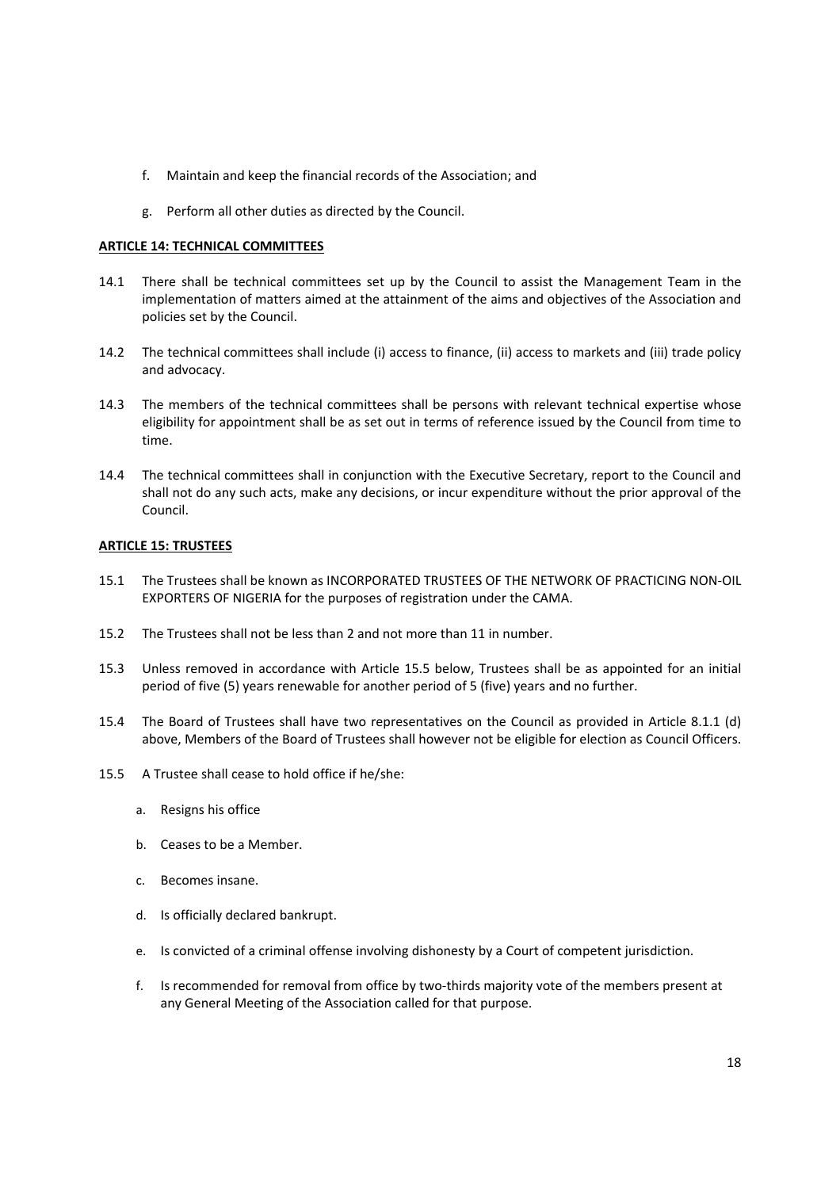f. Maintain and keep the financial records of the Association; and

g. Perform all other duties as directed by the Council.

**ARTICLE 14: TECHNICAL COMMITTEES**

14.1 There shall be technical committees set up by the Council to assist the Management Team in the implementation of matters aimed at the attainment of the aims and objectives of the Association and policies set by the Council.

14.2 The technical committees shall include (i) access to finance, (ii) access to markets and (iii) trade policy and advocacy.

14.3 The members of the technical committees shall be persons with relevant technical expertise whose eligibility for appointment shall be as set out in terms of reference issued by the Council from time to time.

14.4 The technical committees shall in conjunction with the Executive Secretary, report to the Council and shall not do any such acts, make any decisions, or incur expenditure without the prior approval of the Council.

**ARTICLE 15: TRUSTEES**

15.1 The Trustees shall be known as INCORPORATED TRUSTEES OF THE NETWORK OF PRACTICING NON-OIL EXPORTERS OF NIGERIA for the purposes of registration under the CAMA.

15.2 The Trustees shall not be less than 2 and not more than 11 in number.

15.3 Unless removed in accordance with Article 15.5 below, Trustees shall be as appointed for an initial period of five (5) years renewable for another period of 5 (five) years and no further.

15.4 The Board of Trustees shall have two representatives on the Council as provided in Article 8.1.1 (d) above, Members of the Board of Trustees shall however not be eligible for election as Council Officers.

15.5 A Trustee shall cease to hold office if he/she:

a. Resigns his office

b. Ceases to be a Member.

c. Becomes insane.

d. Is officially declared bankrupt.

e. Is convicted of a criminal offense involving dishonesty by a Court of competent jurisdiction.

f. Is recommended for removal from office by two-thirds majority vote of the members present at any General Meeting of the Association called for that purpose.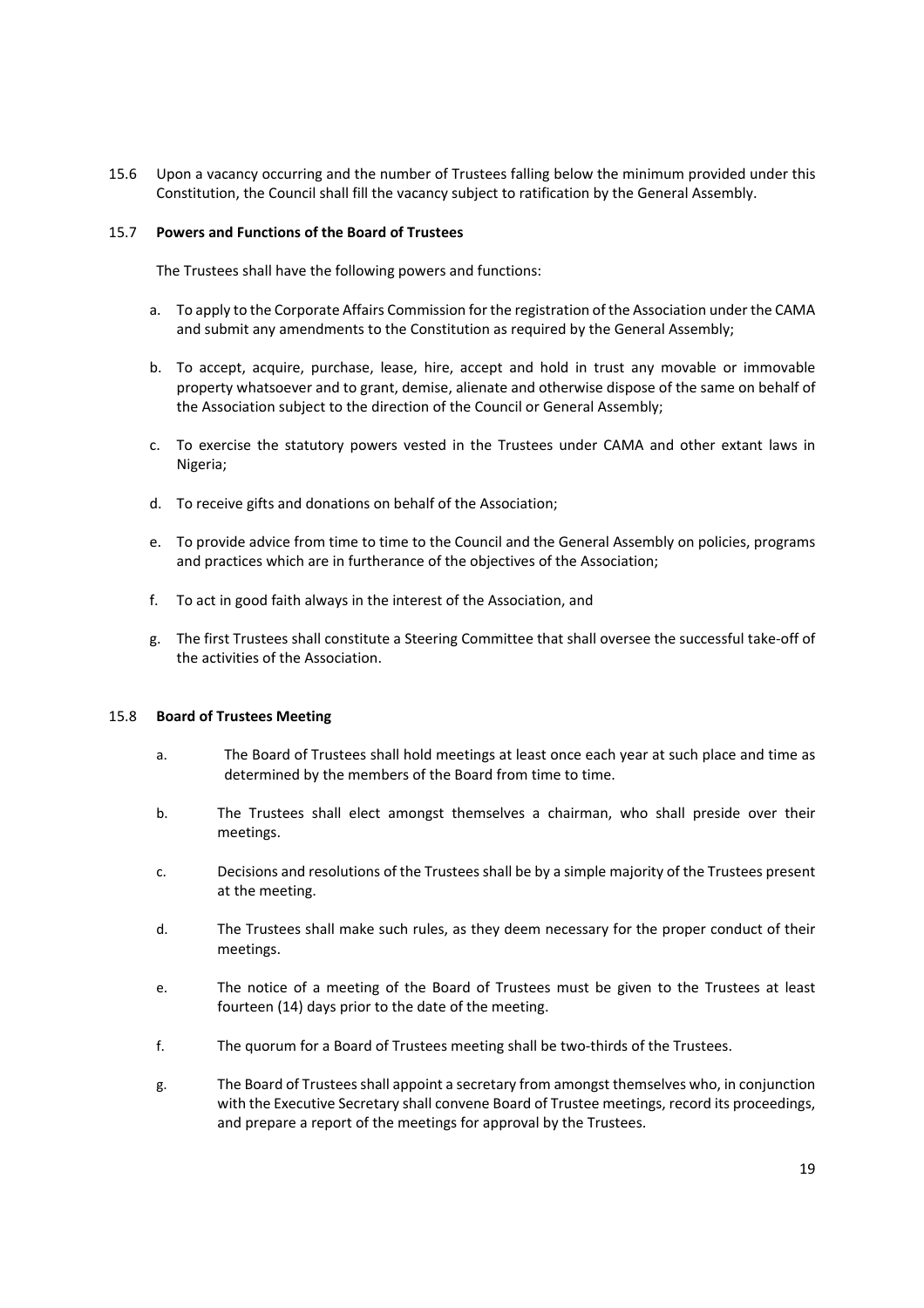15.6 Upon a vacancy occurring and the number of Trustees falling below the minimum provided under this Constitution, the Council shall fill the vacancy subject to ratification by the General Assembly.

15.7 **Powers and Functions of the Board of Trustees**

The Trustees shall have the following powers and functions:

a. To apply to the Corporate Affairs Commission for the registration of the Association under the CAMA and submit any amendments to the Constitution as required by the General Assembly;

b. To accept, acquire, purchase, lease, hire, accept and hold in trust any movable or immovable property whatsoever and to grant, demise, alienate and otherwise dispose of the same on behalf of the Association subject to the direction of the Council or General Assembly;

c. To exercise the statutory powers vested in the Trustees under CAMA and other extant laws in Nigeria;

d. To receive gifts and donations on behalf of the Association;

e. To provide advice from time to time to the Council and the General Assembly on policies, programs and practices which are in furtherance of the objectives of the Association;

f. To act in good faith always in the interest of the Association, and

g. The first Trustees shall constitute a Steering Committee that shall oversee the successful take-off of the activities of the Association.

15.8 **Board of Trustees Meeting**

a. The Board of Trustees shall hold meetings at least once each year at such place and time as determined by the members of the Board from time to time.

b. The Trustees shall elect amongst themselves a chairman, who shall preside over their meetings.

c. Decisions and resolutions of the Trustees shall be by a simple majority of the Trustees present at the meeting.

d. The Trustees shall make such rules, as they deem necessary for the proper conduct of their meetings.

e. The notice of a meeting of the Board of Trustees must be given to the Trustees at least fourteen (14) days prior to the date of the meeting.

f. The quorum for a Board of Trustees meeting shall be two-thirds of the Trustees.

g. The Board of Trustees shall appoint a secretary from amongst themselves who, in conjunction with the Executive Secretary shall convene Board of Trustee meetings, record its proceedings, and prepare a report of the meetings for approval by the Trustees.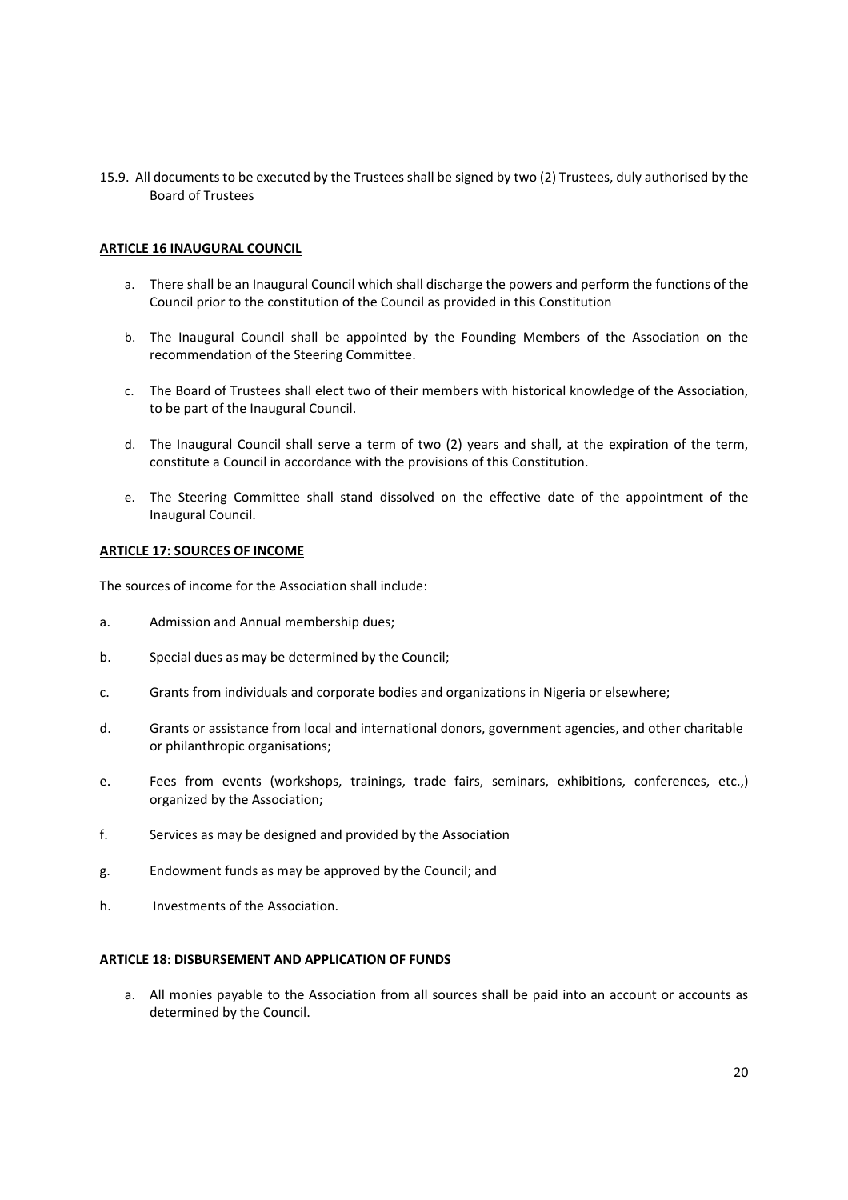15.9. All documents to be executed by the Trustees shall be signed by two (2) Trustees, duly authorised by the Board of Trustees

## ARTICLE 16 INAUGURAL COUNCIL

a. There shall be an Inaugural Council which shall discharge the powers and perform the functions of the Council prior to the constitution of the Council as provided in this Constitution

b. The Inaugural Council shall be appointed by the Founding Members of the Association on the recommendation of the Steering Committee.

c. The Board of Trustees shall elect two of their members with historical knowledge of the Association, to be part of the Inaugural Council.

d. The Inaugural Council shall serve a term of two (2) years and shall, at the expiration of the term, constitute a Council in accordance with the provisions of this Constitution.

e. The Steering Committee shall stand dissolved on the effective date of the appointment of the Inaugural Council.

## ARTICLE 17: SOURCES OF INCOME

The sources of income for the Association shall include:

a. Admission and Annual membership dues;

b. Special dues as may be determined by the Council;

c. Grants from individuals and corporate bodies and organizations in Nigeria or elsewhere;

d. Grants or assistance from local and international donors, government agencies, and other charitable or philanthropic organisations;

e. Fees from events (workshops, trainings, trade fairs, seminars, exhibitions, conferences, etc.,) organized by the Association;

f. Services as may be designed and provided by the Association

g. Endowment funds as may be approved by the Council; and

h. Investments of the Association.

## ARTICLE 18: DISBURSEMENT AND APPLICATION OF FUNDS

a. All monies payable to the Association from all sources shall be paid into an account or accounts as determined by the Council.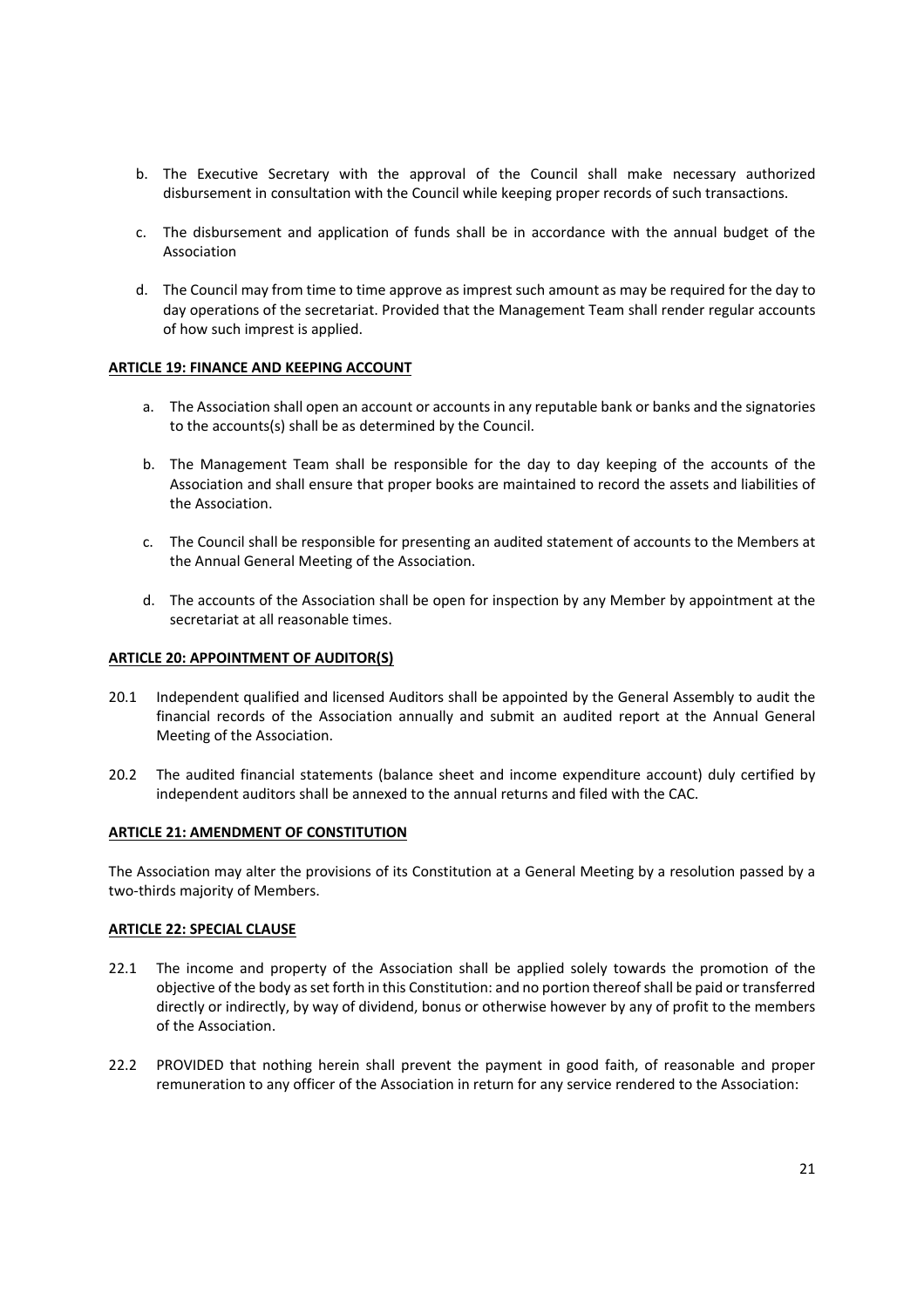b. The Executive Secretary with the approval of the Council shall make necessary authorized disbursement in consultation with the Council while keeping proper records of such transactions.

c. The disbursement and application of funds shall be in accordance with the annual budget of the Association

d. The Council may from time to time approve as imprest such amount as may be required for the day to day operations of the secretariat. Provided that the Management Team shall render regular accounts of how such imprest is applied.

**ARTICLE 19: FINANCE AND KEEPING ACCOUNT**

a. The Association shall open an account or accounts in any reputable bank or banks and the signatories to the accounts(s) shall be as determined by the Council.

b. The Management Team shall be responsible for the day to day keeping of the accounts of the Association and shall ensure that proper books are maintained to record the assets and liabilities of the Association.

c. The Council shall be responsible for presenting an audited statement of accounts to the Members at the Annual General Meeting of the Association.

d. The accounts of the Association shall be open for inspection by any Member by appointment at the secretariat at all reasonable times.

**ARTICLE 20: APPOINTMENT OF AUDITOR(S)**

20.1 Independent qualified and licensed Auditors shall be appointed by the General Assembly to audit the financial records of the Association annually and submit an audited report at the Annual General Meeting of the Association.

20.2 The audited financial statements (balance sheet and income expenditure account) duly certified by independent auditors shall be annexed to the annual returns and filed with the CAC.

**ARTICLE 21: AMENDMENT OF CONSTITUTION**

The Association may alter the provisions of its Constitution at a General Meeting by a resolution passed by a two-thirds majority of Members.

**ARTICLE 22: SPECIAL CLAUSE**

22.1 The income and property of the Association shall be applied solely towards the promotion of the objective of the body as set forth in this Constitution: and no portion thereof shall be paid or transferred directly or indirectly, by way of dividend, bonus or otherwise however by any of profit to the members of the Association.

22.2 PROVIDED that nothing herein shall prevent the payment in good faith, of reasonable and proper remuneration to any officer of the Association in return for any service rendered to the Association: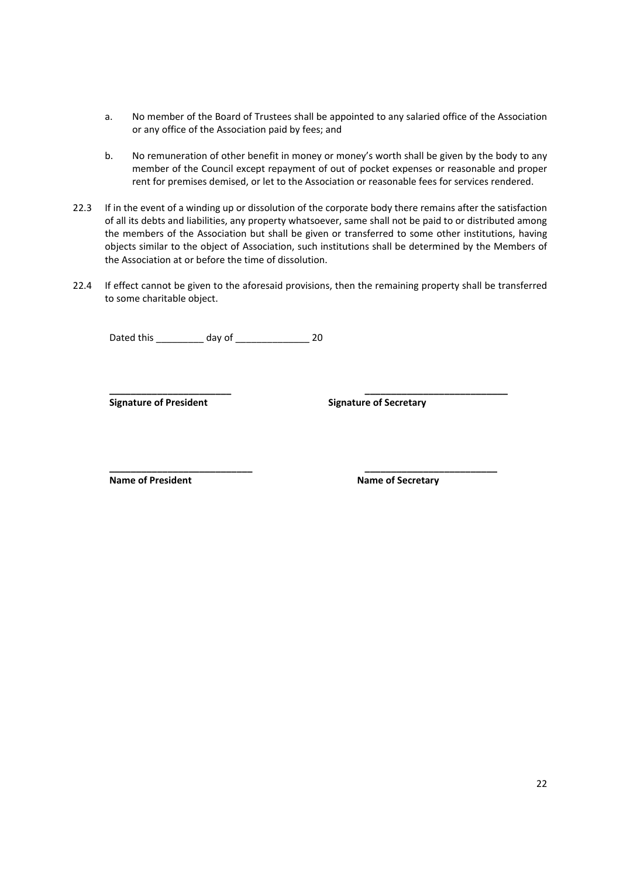a. No member of the Board of Trustees shall be appointed to any salaried office of the Association or any office of the Association paid by fees; and

b. No remuneration of other benefit in money or money's worth shall be given by the body to any member of the Council except repayment of out of pocket expenses or reasonable and proper rent for premises demised, or let to the Association or reasonable fees for services rendered.

22.3 If in the event of a winding up or dissolution of the corporate body there remains after the satisfaction of all its debts and liabilities, any property whatsoever, same shall not be paid to or distributed among the members of the Association but shall be given or transferred to some other institutions, having objects similar to the object of Association, such institutions shall be determined by the Members of the Association at or before the time of dissolution.

22.4 If effect cannot be given to the aforesaid provisions, then the remaining property shall be transferred to some charitable object.

Dated this _________ day of ______________ 20

_______________________ &nbsp;&nbsp;&nbsp;&nbsp;&nbsp;&nbsp;&nbsp;&nbsp; ___________________________

**Signature of President** &nbsp;&nbsp;&nbsp;&nbsp;&nbsp;&nbsp;&nbsp;&nbsp; **Signature of Secretary**

___________________________ &nbsp;&nbsp;&nbsp;&nbsp;&nbsp;&nbsp;&nbsp;&nbsp; _________________________

**Name of President** &nbsp;&nbsp;&nbsp;&nbsp;&nbsp;&nbsp;&nbsp;&nbsp; **Name of Secretary**